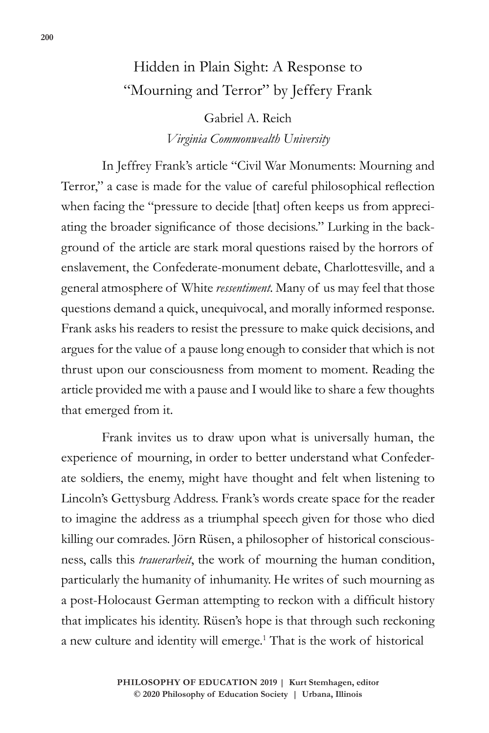# Hidden in Plain Sight: A Response to "Mourning and Terror" by Jeffery Frank

Gabriel A. Reich

*Virginia Commonwealth University*

In Jeffrey Frank's article "Civil War Monuments: Mourning and Terror," a case is made for the value of careful philosophical reflection when facing the "pressure to decide [that] often keeps us from appreciating the broader significance of those decisions." Lurking in the background of the article are stark moral questions raised by the horrors of enslavement, the Confederate-monument debate, Charlottesville, and a general atmosphere of White *ressentiment*. Many of us may feel that those questions demand a quick, unequivocal, and morally informed response. Frank asks his readers to resist the pressure to make quick decisions, and argues for the value of a pause long enough to consider that which is not thrust upon our consciousness from moment to moment. Reading the article provided me with a pause and I would like to share a few thoughts that emerged from it.

Frank invites us to draw upon what is universally human, the experience of mourning, in order to better understand what Confederate soldiers, the enemy, might have thought and felt when listening to Lincoln's Gettysburg Address. Frank's words create space for the reader to imagine the address as a triumphal speech given for those who died killing our comrades. Jörn Rüsen, a philosopher of historical consciousness, calls this *trauerarbeit*, the work of mourning the human condition, particularly the humanity of inhumanity. He writes of such mourning as a post-Holocaust German attempting to reckon with a difficult history that implicates his identity. Rüsen's hope is that through such reckoning a new culture and identity will emerge.[1] That is the work of historical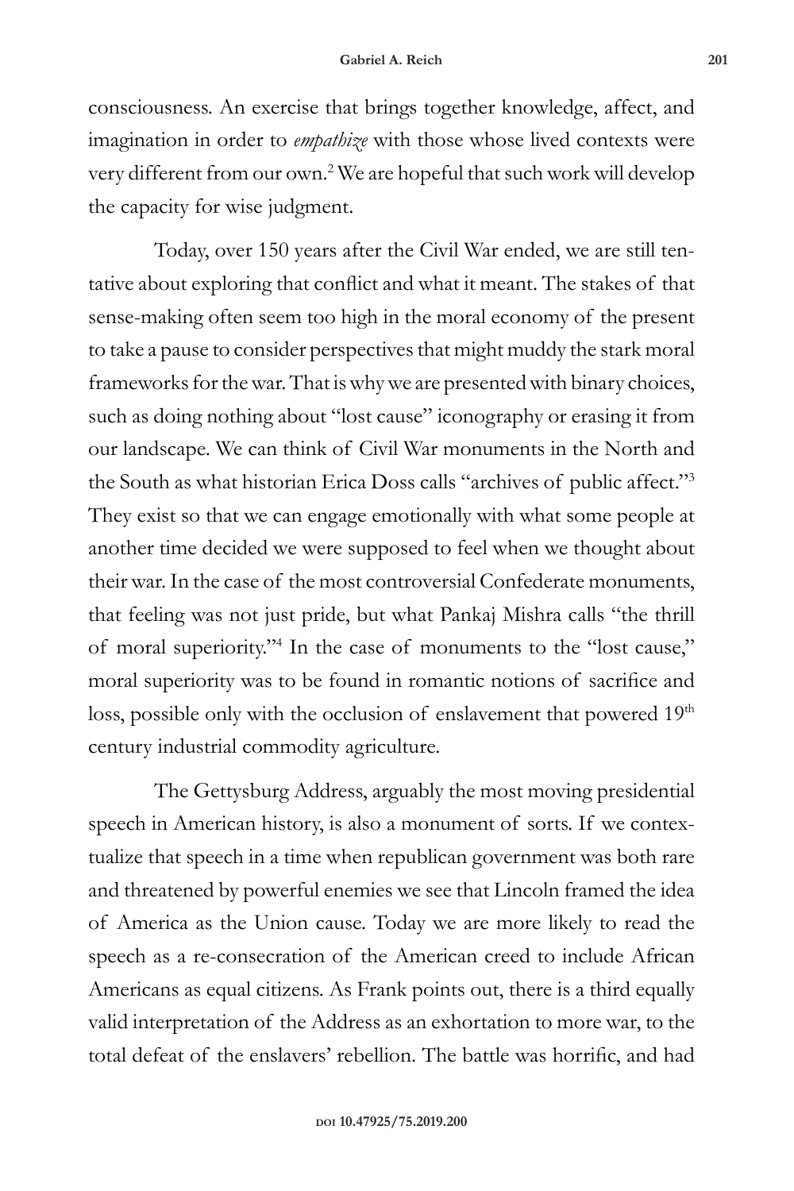consciousness. An exercise that brings together knowledge, affect, and imagination in order to *empathize* with those whose lived contexts were very different from our own.[2] We are hopeful that such work will develop the capacity for wise judgment.

Today, over 150 years after the Civil War ended, we are still tentative about exploring that conflict and what it meant. The stakes of that sense-making often seem too high in the moral economy of the present to take a pause to consider perspectives that might muddy the stark moral frameworks for the war. That is why we are presented with binary choices, such as doing nothing about "lost cause" iconography or erasing it from our landscape. We can think of Civil War monuments in the North and the South as what historian Erica Doss calls "archives of public affect."[3] They exist so that we can engage emotionally with what some people at another time decided we were supposed to feel when we thought about their war. In the case of the most controversial Confederate monuments, that feeling was not just pride, but what Pankaj Mishra calls "the thrill of moral superiority."[4] In the case of monuments to the "lost cause," moral superiority was to be found in romantic notions of sacrifice and loss, possible only with the occlusion of enslavement that powered 19th century industrial commodity agriculture.

The Gettysburg Address, arguably the most moving presidential speech in American history, is also a monument of sorts. If we contextualize that speech in a time when republican government was both rare and threatened by powerful enemies we see that Lincoln framed the idea of America as the Union cause. Today we are more likely to read the speech as a re-consecration of the American creed to include African Americans as equal citizens. As Frank points out, there is a third equally valid interpretation of the Address as an exhortation to more war, to the total defeat of the enslavers' rebellion. The battle was horrific, and had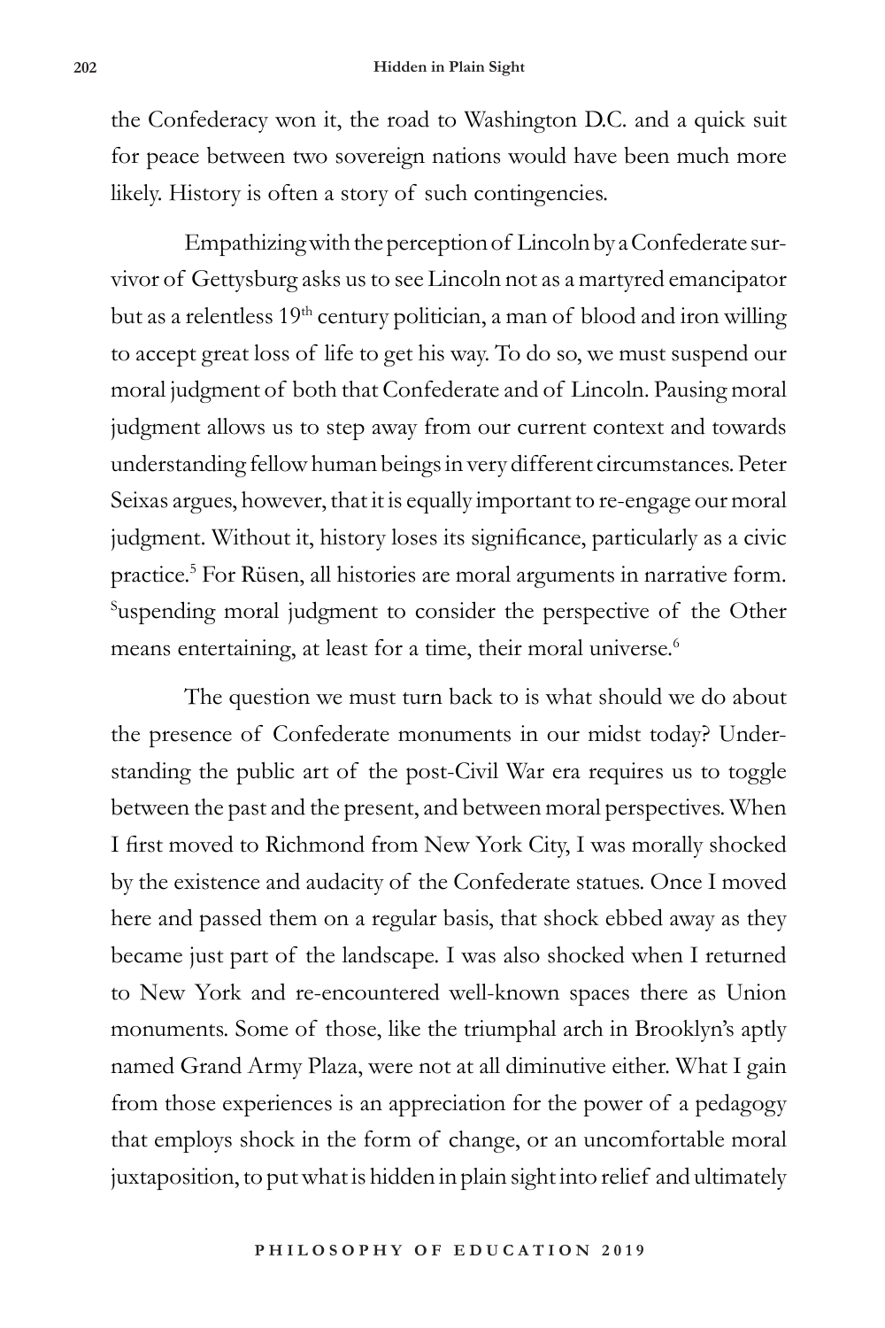the Confederacy won it, the road to Washington D.C. and a quick suit for peace between two sovereign nations would have been much more likely. History is often a story of such contingencies.

Empathizing with the perception of Lincoln by a Confederate survivor of Gettysburg asks us to see Lincoln not as a martyred emancipator but as a relentless 19th century politician, a man of blood and iron willing to accept great loss of life to get his way. To do so, we must suspend our moral judgment of both that Confederate and of Lincoln. Pausing moral judgment allows us to step away from our current context and towards understanding fellow human beings in very different circumstances. Peter Seixas argues, however, that it is equally important to re-engage our moral judgment. Without it, history loses its significance, particularly as a civic practice.[5] For Rüsen, all histories are moral arguments in narrative form. Suspending moral judgment to consider the perspective of the Other means entertaining, at least for a time, their moral universe.[6]

The question we must turn back to is what should we do about the presence of Confederate monuments in our midst today? Understanding the public art of the post-Civil War era requires us to toggle between the past and the present, and between moral perspectives. When I first moved to Richmond from New York City, I was morally shocked by the existence and audacity of the Confederate statues. Once I moved here and passed them on a regular basis, that shock ebbed away as they became just part of the landscape. I was also shocked when I returned to New York and re-encountered well-known spaces there as Union monuments. Some of those, like the triumphal arch in Brooklyn's aptly named Grand Army Plaza, were not at all diminutive either. What I gain from those experiences is an appreciation for the power of a pedagogy that employs shock in the form of change, or an uncomfortable moral juxtaposition, to put what is hidden in plain sight into relief and ultimately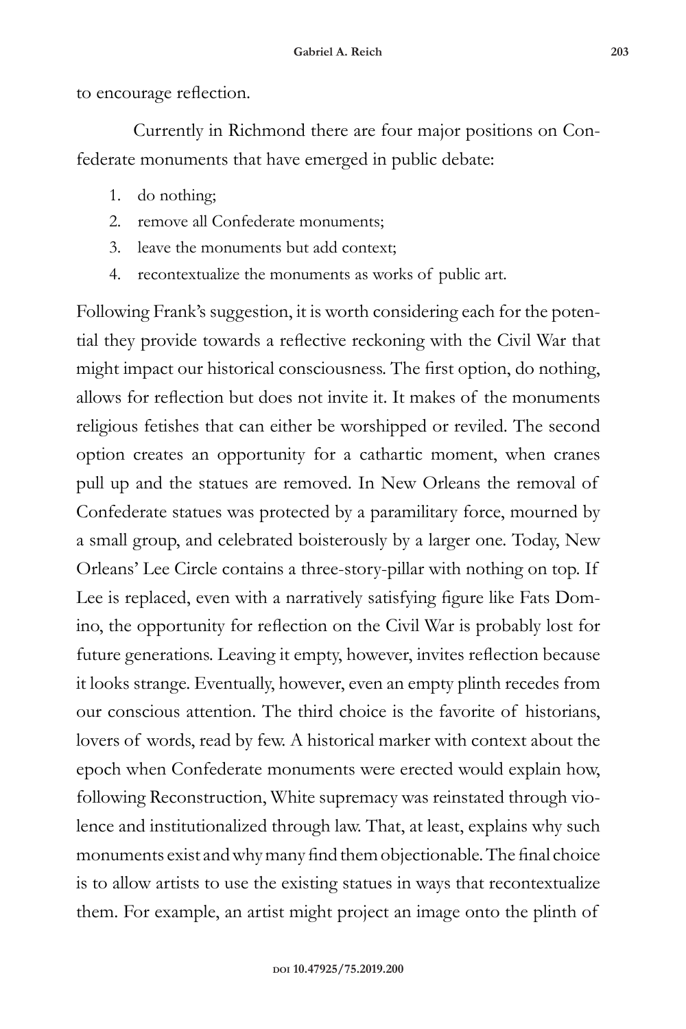to encourage reflection.

Currently in Richmond there are four major positions on Confederate monuments that have emerged in public debate:

1. do nothing;
2. remove all Confederate monuments;
3. leave the monuments but add context;
4. recontextualize the monuments as works of public art.

Following Frank's suggestion, it is worth considering each for the potential they provide towards a reflective reckoning with the Civil War that might impact our historical consciousness. The first option, do nothing, allows for reflection but does not invite it. It makes of the monuments religious fetishes that can either be worshipped or reviled. The second option creates an opportunity for a cathartic moment, when cranes pull up and the statues are removed. In New Orleans the removal of Confederate statues was protected by a paramilitary force, mourned by a small group, and celebrated boisterously by a larger one. Today, New Orleans' Lee Circle contains a three-story-pillar with nothing on top. If Lee is replaced, even with a narratively satisfying figure like Fats Domino, the opportunity for reflection on the Civil War is probably lost for future generations. Leaving it empty, however, invites reflection because it looks strange. Eventually, however, even an empty plinth recedes from our conscious attention. The third choice is the favorite of historians, lovers of words, read by few. A historical marker with context about the epoch when Confederate monuments were erected would explain how, following Reconstruction, White supremacy was reinstated through violence and institutionalized through law. That, at least, explains why such monuments exist and why many find them objectionable. The final choice is to allow artists to use the existing statues in ways that recontextualize them. For example, an artist might project an image onto the plinth of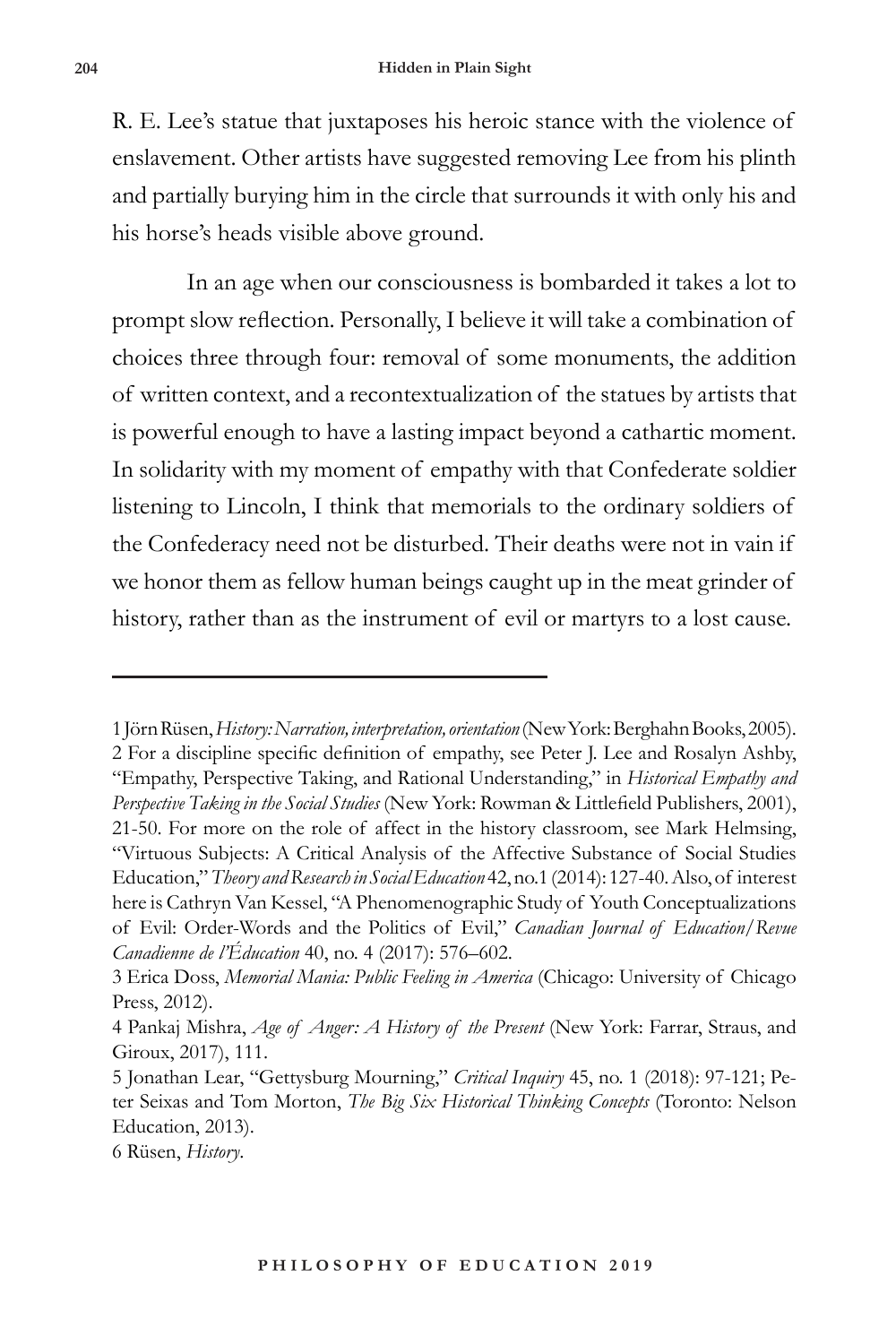R. E. Lee's statue that juxtaposes his heroic stance with the violence of enslavement. Other artists have suggested removing Lee from his plinth and partially burying him in the circle that surrounds it with only his and his horse's heads visible above ground.

In an age when our consciousness is bombarded it takes a lot to prompt slow reflection. Personally, I believe it will take a combination of choices three through four: removal of some monuments, the addition of written context, and a recontextualization of the statues by artists that is powerful enough to have a lasting impact beyond a cathartic moment. In solidarity with my moment of empathy with that Confederate soldier listening to Lincoln, I think that memorials to the ordinary soldiers of the Confederacy need not be disturbed. Their deaths were not in vain if we honor them as fellow human beings caught up in the meat grinder of history, rather than as the instrument of evil or martyrs to a lost cause.

---

1 Jörn Rüsen, *History: Narration, interpretation, orientation* (New York: Berghahn Books, 2005).

2 For a discipline specific definition of empathy, see Peter J. Lee and Rosalyn Ashby, "Empathy, Perspective Taking, and Rational Understanding," in *Historical Empathy and Perspective Taking in the Social Studies* (New York: Rowman & Littlefield Publishers, 2001), 21-50. For more on the role of affect in the history classroom, see Mark Helmsing, "Virtuous Subjects: A Critical Analysis of the Affective Substance of Social Studies Education," *Theory and Research in Social Education* 42, no.1 (2014): 127-40. Also, of interest here is Cathryn Van Kessel, "A Phenomenographic Study of Youth Conceptualizations of Evil: Order-Words and the Politics of Evil," *Canadian Journal of Education/Revue Canadienne de l'Éducation* 40, no. 4 (2017): 576–602.

3 Erica Doss, *Memorial Mania: Public Feeling in America* (Chicago: University of Chicago Press, 2012).

4 Pankaj Mishra, *Age of Anger: A History of the Present* (New York: Farrar, Straus, and Giroux, 2017), 111.

5 Jonathan Lear, "Gettysburg Mourning," *Critical Inquiry* 45, no. 1 (2018): 97-121; Peter Seixas and Tom Morton, *The Big Six Historical Thinking Concepts* (Toronto: Nelson Education, 2013).

6 Rüsen, *History*.